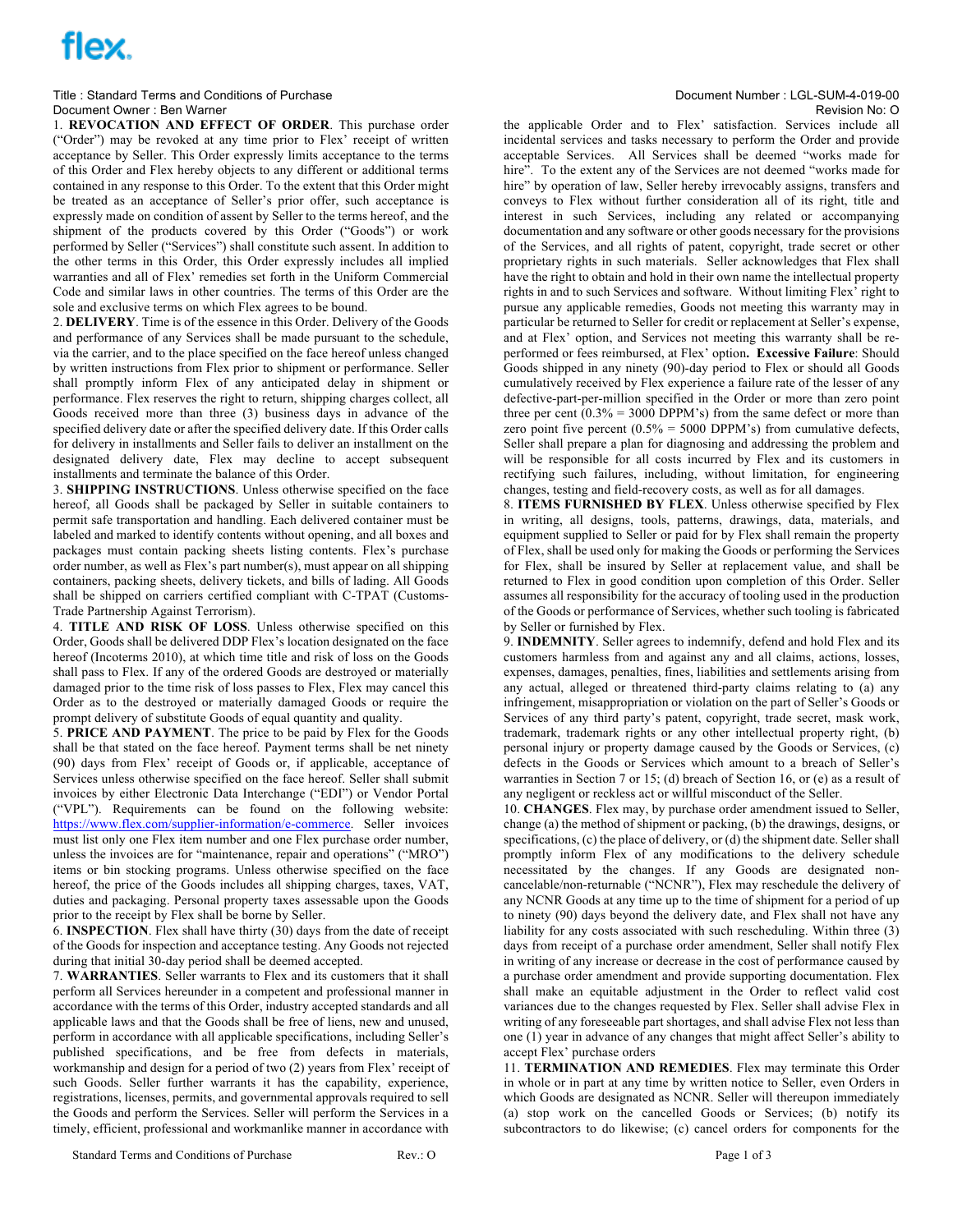Title : Standard Terms and Conditions of Purchase
Document Owner : Ben Warner

Document Number : LGL-SUM-4-019-00
Revision No: O

1. **REVOCATION AND EFFECT OF ORDER**. This purchase order ("Order") may be revoked at any time prior to Flex' receipt of written acceptance by Seller. This Order expressly limits acceptance to the terms of this Order and Flex hereby objects to any different or additional terms contained in any response to this Order. To the extent that this Order might be treated as an acceptance of Seller's prior offer, such acceptance is expressly made on condition of assent by Seller to the terms hereof, and the shipment of the products covered by this Order ("Goods") or work performed by Seller ("Services") shall constitute such assent. In addition to the other terms in this Order, this Order expressly includes all implied warranties and all of Flex' remedies set forth in the Uniform Commercial Code and similar laws in other countries. The terms of this Order are the sole and exclusive terms on which Flex agrees to be bound.

2. **DELIVERY**. Time is of the essence in this Order. Delivery of the Goods and performance of any Services shall be made pursuant to the schedule, via the carrier, and to the place specified on the face hereof unless changed by written instructions from Flex prior to shipment or performance. Seller shall promptly inform Flex of any anticipated delay in shipment or performance. Flex reserves the right to return, shipping charges collect, all Goods received more than three (3) business days in advance of the specified delivery date or after the specified delivery date. If this Order calls for delivery in installments and Seller fails to deliver an installment on the designated delivery date, Flex may decline to accept subsequent installments and terminate the balance of this Order.

3. **SHIPPING INSTRUCTIONS**. Unless otherwise specified on the face hereof, all Goods shall be packaged by Seller in suitable containers to permit safe transportation and handling. Each delivered container must be labeled and marked to identify contents without opening, and all boxes and packages must contain packing sheets listing contents. Flex's purchase order number, as well as Flex's part number(s), must appear on all shipping containers, packing sheets, delivery tickets, and bills of lading. All Goods shall be shipped on carriers certified compliant with C-TPAT (Customs-Trade Partnership Against Terrorism).

4. **TITLE AND RISK OF LOSS**. Unless otherwise specified on this Order, Goods shall be delivered DDP Flex's location designated on the face hereof (Incoterms 2010), at which time title and risk of loss on the Goods shall pass to Flex. If any of the ordered Goods are destroyed or materially damaged prior to the time risk of loss passes to Flex, Flex may cancel this Order as to the destroyed or materially damaged Goods or require the prompt delivery of substitute Goods of equal quantity and quality.

5. **PRICE AND PAYMENT**. The price to be paid by Flex for the Goods shall be that stated on the face hereof. Payment terms shall be net ninety (90) days from Flex' receipt of Goods or, if applicable, acceptance of Services unless otherwise specified on the face hereof. Seller shall submit invoices by either Electronic Data Interchange ("EDI") or Vendor Portal ("VPL"). Requirements can be found on the following website: https://www.flex.com/supplier-information/e-commerce. Seller invoices must list only one Flex item number and one Flex purchase order number, unless the invoices are for "maintenance, repair and operations" ("MRO") items or bin stocking programs. Unless otherwise specified on the face hereof, the price of the Goods includes all shipping charges, taxes, VAT, duties and packaging. Personal property taxes assessable upon the Goods prior to the receipt by Flex shall be borne by Seller.

6. **INSPECTION**. Flex shall have thirty (30) days from the date of receipt of the Goods for inspection and acceptance testing. Any Goods not rejected during that initial 30-day period shall be deemed accepted.

7. **WARRANTIES**. Seller warrants to Flex and its customers that it shall perform all Services hereunder in a competent and professional manner in accordance with the terms of this Order, industry accepted standards and all applicable laws and that the Goods shall be free of liens, new and unused, perform in accordance with all applicable specifications, including Seller's published specifications, and be free from defects in materials, workmanship and design for a period of two (2) years from Flex' receipt of such Goods. Seller further warrants it has the capability, experience, registrations, licenses, permits, and governmental approvals required to sell the Goods and perform the Services. Seller will perform the Services in a timely, efficient, professional and workmanlike manner in accordance with the applicable Order and to Flex' satisfaction. Services include all incidental services and tasks necessary to perform the Order and provide acceptable Services. All Services shall be deemed "works made for hire". To the extent any of the Services are not deemed "works made for hire" by operation of law, Seller hereby irrevocably assigns, transfers and conveys to Flex without further consideration all of its right, title and interest in such Services, including any related or accompanying documentation and any software or other goods necessary for the provisions of the Services, and all rights of patent, copyright, trade secret or other proprietary rights in such materials. Seller acknowledges that Flex shall have the right to obtain and hold in their own name the intellectual property rights in and to such Services and software. Without limiting Flex' right to pursue any applicable remedies, Goods not meeting this warranty may in particular be returned to Seller for credit or replacement at Seller's expense, and at Flex' option, and Services not meeting this warranty shall be re-performed or fees reimbursed, at Flex' option**. Excessive Failure**: Should Goods shipped in any ninety (90)-day period to Flex or should all Goods cumulatively received by Flex experience a failure rate of the lesser of any defective-part-per-million specified in the Order or more than zero point three per cent (0.3% = 3000 DPPM's) from the same defect or more than zero point five percent (0.5% = 5000 DPPM's) from cumulative defects, Seller shall prepare a plan for diagnosing and addressing the problem and will be responsible for all costs incurred by Flex and its customers in rectifying such failures, including, without limitation, for engineering changes, testing and field-recovery costs, as well as for all damages.

8. **ITEMS FURNISHED BY FLEX**. Unless otherwise specified by Flex in writing, all designs, tools, patterns, drawings, data, materials, and equipment supplied to Seller or paid for by Flex shall remain the property of Flex, shall be used only for making the Goods or performing the Services for Flex, shall be insured by Seller at replacement value, and shall be returned to Flex in good condition upon completion of this Order. Seller assumes all responsibility for the accuracy of tooling used in the production of the Goods or performance of Services, whether such tooling is fabricated by Seller or furnished by Flex.

9. **INDEMNITY**. Seller agrees to indemnify, defend and hold Flex and its customers harmless from and against any and all claims, actions, losses, expenses, damages, penalties, fines, liabilities and settlements arising from any actual, alleged or threatened third-party claims relating to (a) any infringement, misappropriation or violation on the part of Seller's Goods or Services of any third party's patent, copyright, trade secret, mask work, trademark, trademark rights or any other intellectual property right, (b) personal injury or property damage caused by the Goods or Services, (c) defects in the Goods or Services which amount to a breach of Seller's warranties in Section 7 or 15; (d) breach of Section 16, or (e) as a result of any negligent or reckless act or willful misconduct of the Seller.

10. **CHANGES**. Flex may, by purchase order amendment issued to Seller, change (a) the method of shipment or packing, (b) the drawings, designs, or specifications, (c) the place of delivery, or (d) the shipment date. Seller shall promptly inform Flex of any modifications to the delivery schedule necessitated by the changes. If any Goods are designated non-cancelable/non-returnable ("NCNR"), Flex may reschedule the delivery of any NCNR Goods at any time up to the time of shipment for a period of up to ninety (90) days beyond the delivery date, and Flex shall not have any liability for any costs associated with such rescheduling. Within three (3) days from receipt of a purchase order amendment, Seller shall notify Flex in writing of any increase or decrease in the cost of performance caused by a purchase order amendment and provide supporting documentation. Flex shall make an equitable adjustment in the Order to reflect valid cost variances due to the changes requested by Flex. Seller shall advise Flex in writing of any foreseeable part shortages, and shall advise Flex not less than one (1) year in advance of any changes that might affect Seller's ability to accept Flex' purchase orders

11. **TERMINATION AND REMEDIES**. Flex may terminate this Order in whole or in part at any time by written notice to Seller, even Orders in which Goods are designated as NCNR. Seller will thereupon immediately (a) stop work on the cancelled Goods or Services; (b) notify its subcontractors to do likewise; (c) cancel orders for components for the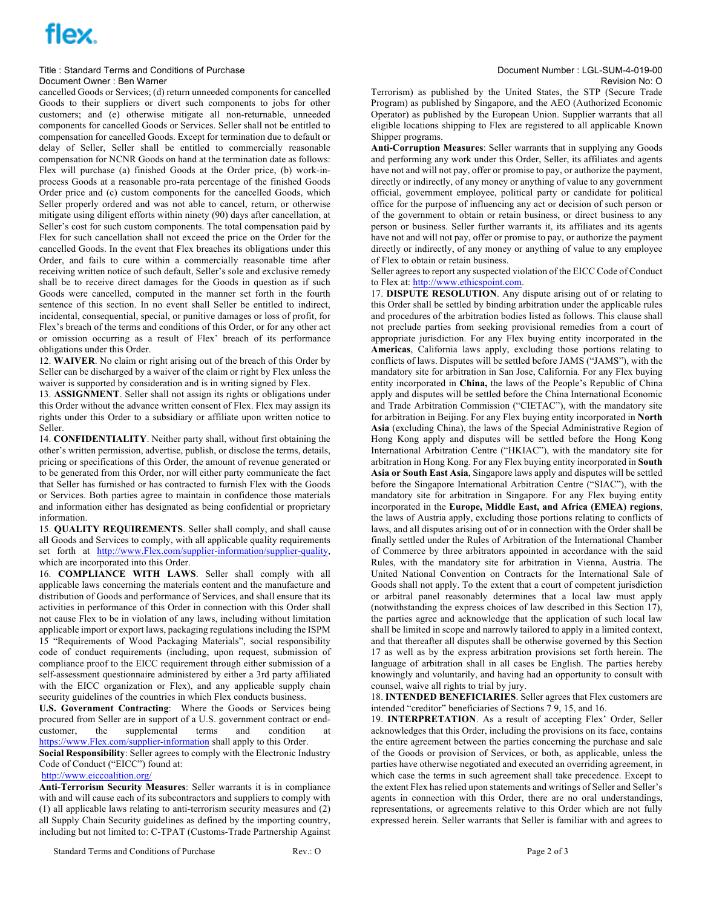cancelled Goods or Services; (d) return unneeded components for cancelled Goods to their suppliers or divert such components to jobs for other customers; and (e) otherwise mitigate all non-returnable, unneeded components for cancelled Goods or Services. Seller shall not be entitled to compensation for cancelled Goods. Except for termination due to default or delay of Seller, Seller shall be entitled to commercially reasonable compensation for NCNR Goods on hand at the termination date as follows: Flex will purchase (a) finished Goods at the Order price, (b) work-in-process Goods at a reasonable pro-rata percentage of the finished Goods Order price and (c) custom components for the cancelled Goods, which Seller properly ordered and was not able to cancel, return, or otherwise mitigate using diligent efforts within ninety (90) days after cancellation, at Seller's cost for such custom components. The total compensation paid by Flex for such cancellation shall not exceed the price on the Order for the cancelled Goods. In the event that Flex breaches its obligations under this Order, and fails to cure within a commercially reasonable time after receiving written notice of such default, Seller's sole and exclusive remedy shall be to receive direct damages for the Goods in question as if such Goods were cancelled, computed in the manner set forth in the fourth sentence of this section. In no event shall Seller be entitled to indirect, incidental, consequential, special, or punitive damages or loss of profit, for Flex's breach of the terms and conditions of this Order, or for any other act or omission occurring as a result of Flex' breach of its performance obligations under this Order.

12. **WAIVER**. No claim or right arising out of the breach of this Order by Seller can be discharged by a waiver of the claim or right by Flex unless the waiver is supported by consideration and is in writing signed by Flex.

13. **ASSIGNMENT**. Seller shall not assign its rights or obligations under this Order without the advance written consent of Flex. Flex may assign its rights under this Order to a subsidiary or affiliate upon written notice to Seller.

14. **CONFIDENTIALITY**. Neither party shall, without first obtaining the other's written permission, advertise, publish, or disclose the terms, details, pricing or specifications of this Order, the amount of revenue generated or to be generated from this Order, nor will either party communicate the fact that Seller has furnished or has contracted to furnish Flex with the Goods or Services. Both parties agree to maintain in confidence those materials and information either has designated as being confidential or proprietary information.

15. **QUALITY REQUIREMENTS**. Seller shall comply, and shall cause all Goods and Services to comply, with all applicable quality requirements set forth at http://www.Flex.com/supplier-information/supplier-quality, which are incorporated into this Order.

16. **COMPLIANCE WITH LAWS**. Seller shall comply with all applicable laws concerning the materials content and the manufacture and distribution of Goods and performance of Services, and shall ensure that its activities in performance of this Order in connection with this Order shall not cause Flex to be in violation of any laws, including without limitation applicable import or export laws, packaging regulations including the ISPM 15 "Requirements of Wood Packaging Materials", social responsibility code of conduct requirements (including, upon request, submission of compliance proof to the EICC requirement through either submission of a self-assessment questionnaire administered by either a 3rd party affiliated with the EICC organization or Flex), and any applicable supply chain security guidelines of the countries in which Flex conducts business.

**U.S. Government Contracting**: Where the Goods or Services being procured from Seller are in support of a U.S. government contract or end-customer, the supplemental terms and condition at https://www.Flex.com/supplier-information shall apply to this Order.

**Social Responsibility**: Seller agrees to comply with the Electronic Industry Code of Conduct ("EICC") found at: http://www.eiccoalition.org/

**Anti-Terrorism Security Measures**: Seller warrants it is in compliance with and will cause each of its subcontractors and suppliers to comply with (1) all applicable laws relating to anti-terrorism security measures and (2) all Supply Chain Security guidelines as defined by the importing country, including but not limited to: C-TPAT (Customs-Trade Partnership Against Terrorism) as published by the United States, the STP (Secure Trade Program) as published by Singapore, and the AEO (Authorized Economic Operator) as published by the European Union. Supplier warrants that all eligible locations shipping to Flex are registered to all applicable Known Shipper programs.

**Anti-Corruption Measures**: Seller warrants that in supplying any Goods and performing any work under this Order, Seller, its affiliates and agents have not and will not pay, offer or promise to pay, or authorize the payment, directly or indirectly, of any money or anything of value to any government official, government employee, political party or candidate for political office for the purpose of influencing any act or decision of such person or of the government to obtain or retain business, or direct business to any person or business. Seller further warrants it, its affiliates and its agents have not and will not pay, offer or promise to pay, or authorize the payment directly or indirectly, of any money or anything of value to any employee of Flex to obtain or retain business.

Seller agrees to report any suspected violation of the EICC Code of Conduct to Flex at: http://www.ethicspoint.com.

17. **DISPUTE RESOLUTION**. Any dispute arising out of or relating to this Order shall be settled by binding arbitration under the applicable rules and procedures of the arbitration bodies listed as follows. This clause shall not preclude parties from seeking provisional remedies from a court of appropriate jurisdiction. For any Flex buying entity incorporated in the **Americas**, California laws apply, excluding those portions relating to conflicts of laws. Disputes will be settled before JAMS ("JAMS"), with the mandatory site for arbitration in San Jose, California. For any Flex buying entity incorporated in **China,** the laws of the People's Republic of China apply and disputes will be settled before the China International Economic and Trade Arbitration Commission ("CIETAC"), with the mandatory site for arbitration in Beijing. For any Flex buying entity incorporated in **North Asia** (excluding China), the laws of the Special Administrative Region of Hong Kong apply and disputes will be settled before the Hong Kong International Arbitration Centre ("HKIAC"), with the mandatory site for arbitration in Hong Kong. For any Flex buying entity incorporated in **South Asia or South East Asia**, Singapore laws apply and disputes will be settled before the Singapore International Arbitration Centre ("SIAC"), with the mandatory site for arbitration in Singapore. For any Flex buying entity incorporated in the **Europe, Middle East, and Africa (EMEA) regions**, the laws of Austria apply, excluding those portions relating to conflicts of laws, and all disputes arising out of or in connection with the Order shall be finally settled under the Rules of Arbitration of the International Chamber of Commerce by three arbitrators appointed in accordance with the said Rules, with the mandatory site for arbitration in Vienna, Austria. The United National Convention on Contracts for the International Sale of Goods shall not apply. To the extent that a court of competent jurisdiction or arbitral panel reasonably determines that a local law must apply (notwithstanding the express choices of law described in this Section 17), the parties agree and acknowledge that the application of such local law shall be limited in scope and narrowly tailored to apply in a limited context, and that thereafter all disputes shall be otherwise governed by this Section 17 as well as by the express arbitration provisions set forth herein. The language of arbitration shall in all cases be English. The parties hereby knowingly and voluntarily, and having had an opportunity to consult with counsel, waive all rights to trial by jury.

18. **INTENDED BENEFICIARIES**. Seller agrees that Flex customers are intended "creditor" beneficiaries of Sections 7 9, 15, and 16.

19. **INTERPRETATION**. As a result of accepting Flex' Order, Seller acknowledges that this Order, including the provisions on its face, contains the entire agreement between the parties concerning the purchase and sale of the Goods or provision of Services, or both, as applicable, unless the parties have otherwise negotiated and executed an overriding agreement, in which case the terms in such agreement shall take precedence. Except to the extent Flex has relied upon statements and writings of Seller and Seller's agents in connection with this Order, there are no oral understandings, representations, or agreements relative to this Order which are not fully expressed herein. Seller warrants that Seller is familiar with and agrees to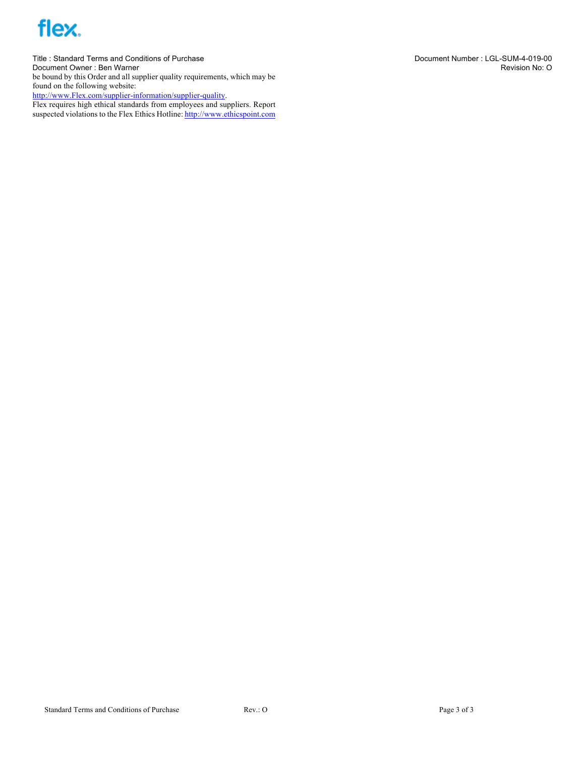be bound by this Order and all supplier quality requirements, which may be found on the following website: http://www.Flex.com/supplier-information/supplier-quality.

Flex requires high ethical standards from employees and suppliers. Report suspected violations to the Flex Ethics Hotline: http://www.ethicspoint.com